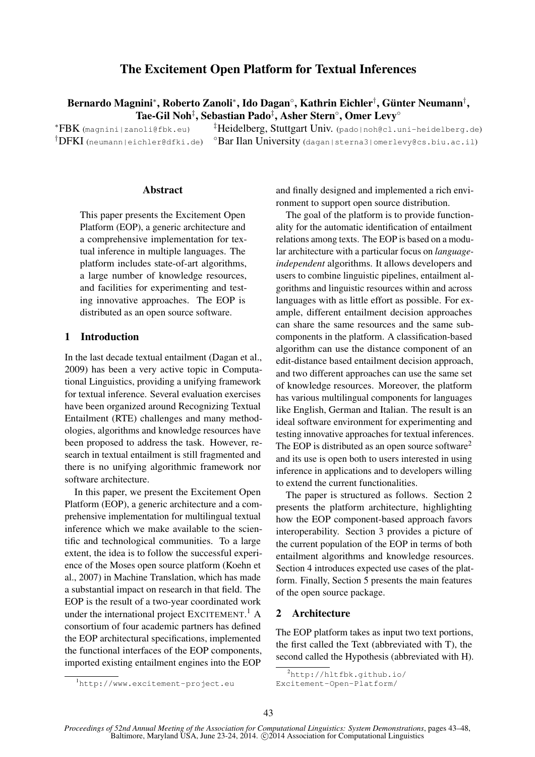# The Excitement Open Platform for Textual Inferences

**Bernardo Magnini[*], Roberto Zanoli[*], Ido Dagan[◦], Kathrin Eichler[†], Günter Neumann[†], Tae-Gil Noh[‡], Sebastian Pado[‡], Asher Stern[◦], Omer Levy[◦]**

[*]FBK (magnini|zanoli@fbk.eu)
[‡]Heidelberg, Stuttgart Univ. (pado|noh@cl.uni-heidelberg.de)
[†]DFKI (neumann|eichler@dfki.de)
[◦]Bar Ilan University (dagan|sterna3|omerlevy@cs.biu.ac.il)

## Abstract

This paper presents the Excitement Open Platform (EOP), a generic architecture and a comprehensive implementation for textual inference in multiple languages. The platform includes state-of-art algorithms, a large number of knowledge resources, and facilities for experimenting and testing innovative approaches. The EOP is distributed as an open source software.

## 1 Introduction

In the last decade textual entailment (Dagan et al., 2009) has been a very active topic in Computational Linguistics, providing a unifying framework for textual inference. Several evaluation exercises have been organized around Recognizing Textual Entailment (RTE) challenges and many methodologies, algorithms and knowledge resources have been proposed to address the task. However, research in textual entailment is still fragmented and there is no unifying algorithmic framework nor software architecture.

In this paper, we present the Excitement Open Platform (EOP), a generic architecture and a comprehensive implementation for multilingual textual inference which we make available to the scientific and technological communities. To a large extent, the idea is to follow the successful experience of the Moses open source platform (Koehn et al., 2007) in Machine Translation, which has made a substantial impact on research in that field. The EOP is the result of a two-year coordinated work under the international project EXCITEMENT.[1] A consortium of four academic partners has defined the EOP architectural specifications, implemented the functional interfaces of the EOP components, imported existing entailment engines into the EOP and finally designed and implemented a rich environment to support open source distribution.

The goal of the platform is to provide functionality for the automatic identification of entailment relations among texts. The EOP is based on a modular architecture with a particular focus on *language-independent* algorithms. It allows developers and users to combine linguistic pipelines, entailment algorithms and linguistic resources within and across languages with as little effort as possible. For example, different entailment decision approaches can share the same resources and the same subcomponents in the platform. A classification-based algorithm can use the distance component of an edit-distance based entailment decision approach, and two different approaches can use the same set of knowledge resources. Moreover, the platform has various multilingual components for languages like English, German and Italian. The result is an ideal software environment for experimenting and testing innovative approaches for textual inferences. The EOP is distributed as an open source software[2] and its use is open both to users interested in using inference in applications and to developers willing to extend the current functionalities.

The paper is structured as follows. Section 2 presents the platform architecture, highlighting how the EOP component-based approach favors interoperability. Section 3 provides a picture of the current population of the EOP in terms of both entailment algorithms and knowledge resources. Section 4 introduces expected use cases of the platform. Finally, Section 5 presents the main features of the open source package.

## 2 Architecture

The EOP platform takes as input two text portions, the first called the Text (abbreviated with T), the second called the Hypothesis (abbreviated with H).

[1]http://www.excitement-project.eu

[2]http://hltfbk.github.io/Excitement-Open-Platform/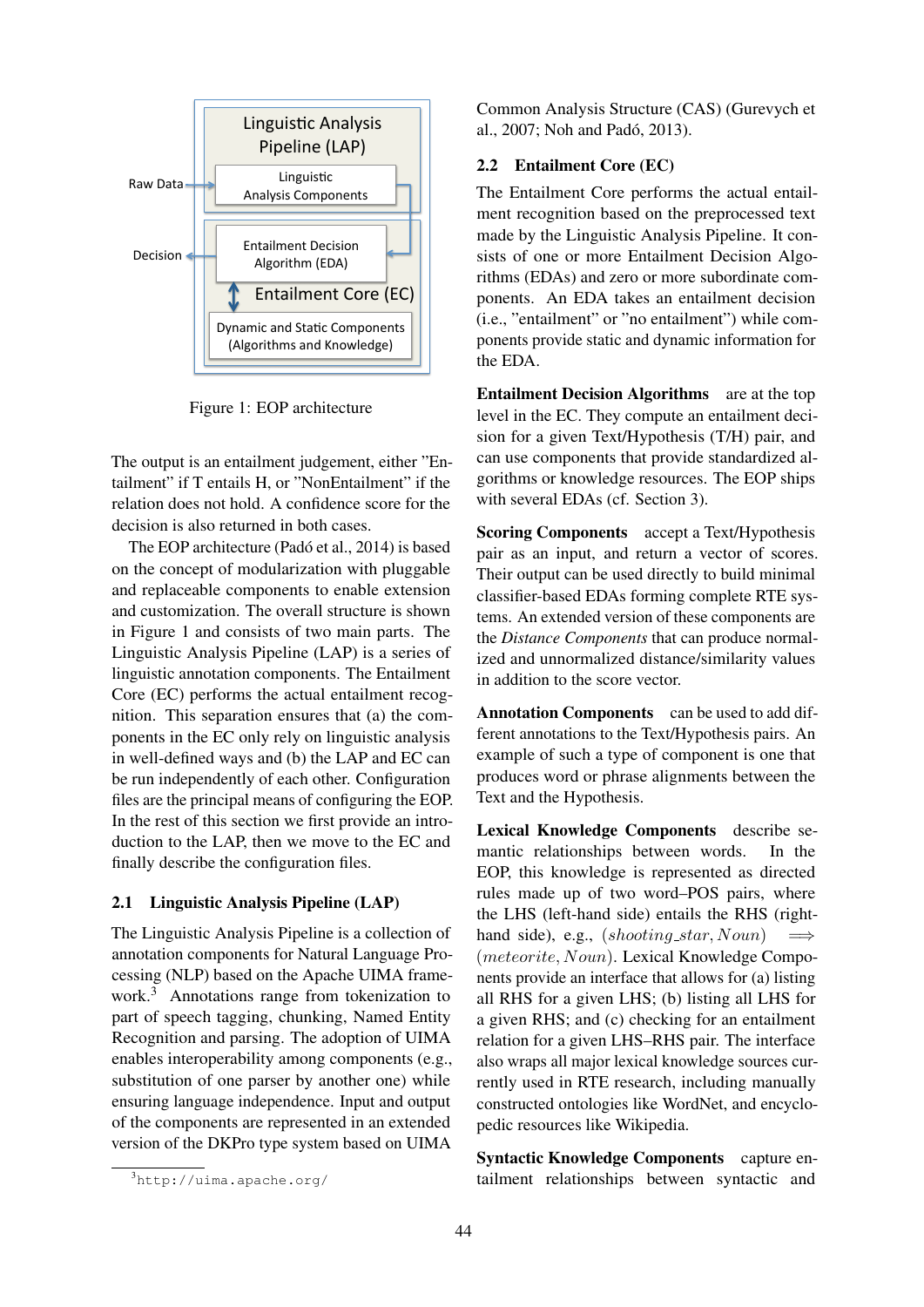Figure 1: EOP architecture

The output is an entailment judgement, either "Entailment" if T entails H, or "NonEntailment" if the relation does not hold. A confidence score for the decision is also returned in both cases.

The EOP architecture (Padó et al., 2014) is based on the concept of modularization with pluggable and replaceable components to enable extension and customization. The overall structure is shown in Figure 1 and consists of two main parts. The Linguistic Analysis Pipeline (LAP) is a series of linguistic annotation components. The Entailment Core (EC) performs the actual entailment recognition. This separation ensures that (a) the components in the EC only rely on linguistic analysis in well-defined ways and (b) the LAP and EC can be run independently of each other. Configuration files are the principal means of configuring the EOP. In the rest of this section we first provide an introduction to the LAP, then we move to the EC and finally describe the configuration files.

### 2.1 Linguistic Analysis Pipeline (LAP)

The Linguistic Analysis Pipeline is a collection of annotation components for Natural Language Processing (NLP) based on the Apache UIMA framework.[3] Annotations range from tokenization to part of speech tagging, chunking, Named Entity Recognition and parsing. The adoption of UIMA enables interoperability among components (e.g., substitution of one parser by another one) while ensuring language independence. Input and output of the components are represented in an extended version of the DKPro type system based on UIMA Common Analysis Structure (CAS) (Gurevych et al., 2007; Noh and Padó, 2013).

[3] http://uima.apache.org/

### 2.2 Entailment Core (EC)

The Entailment Core performs the actual entailment recognition based on the preprocessed text made by the Linguistic Analysis Pipeline. It consists of one or more Entailment Decision Algorithms (EDAs) and zero or more subordinate components. An EDA takes an entailment decision (i.e., "entailment" or "no entailment") while components provide static and dynamic information for the EDA.

**Entailment Decision Algorithms** are at the top level in the EC. They compute an entailment decision for a given Text/Hypothesis (T/H) pair, and can use components that provide standardized algorithms or knowledge resources. The EOP ships with several EDAs (cf. Section 3).

**Scoring Components** accept a Text/Hypothesis pair as an input, and return a vector of scores. Their output can be used directly to build minimal classifier-based EDAs forming complete RTE systems. An extended version of these components are the *Distance Components* that can produce normalized and unnormalized distance/similarity values in addition to the score vector.

**Annotation Components** can be used to add different annotations to the Text/Hypothesis pairs. An example of such a type of component is one that produces word or phrase alignments between the Text and the Hypothesis.

**Lexical Knowledge Components** describe semantic relationships between words. In the EOP, this knowledge is represented as directed rules made up of two word–POS pairs, where the LHS (left-hand side) entails the RHS (right-hand side), e.g., $(shooting\_star, Noun) \implies (meteorite, Noun)$. Lexical Knowledge Components provide an interface that allows for (a) listing all RHS for a given LHS; (b) listing all LHS for a given RHS; and (c) checking for an entailment relation for a given LHS–RHS pair. The interface also wraps all major lexical knowledge sources currently used in RTE research, including manually constructed ontologies like WordNet, and encyclopedic resources like Wikipedia.

**Syntactic Knowledge Components** capture entailment relationships between syntactic and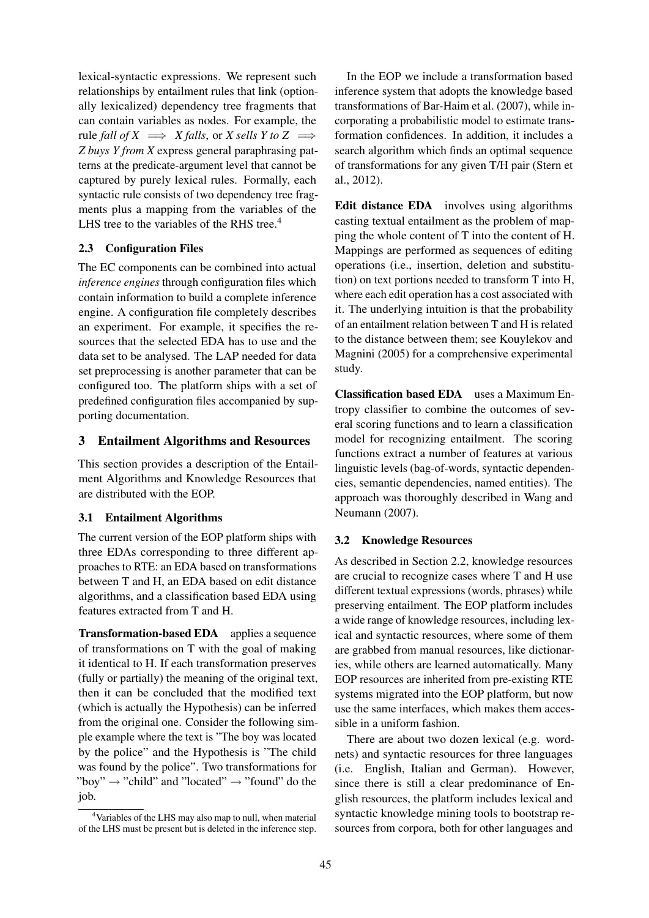lexical-syntactic expressions. We represent such relationships by entailment rules that link (optionally lexicalized) dependency tree fragments that can contain variables as nodes. For example, the rule *fall of X* $\Longrightarrow$ *X falls*, or *X sells Y to Z* $\Longrightarrow$ *Z buys Y from X* express general paraphrasing patterns at the predicate-argument level that cannot be captured by purely lexical rules. Formally, each syntactic rule consists of two dependency tree fragments plus a mapping from the variables of the LHS tree to the variables of the RHS tree.[4]

### 2.3 Configuration Files

The EC components can be combined into actual *inference engines* through configuration files which contain information to build a complete inference engine. A configuration file completely describes an experiment. For example, it specifies the resources that the selected EDA has to use and the data set to be analysed. The LAP needed for data set preprocessing is another parameter that can be configured too. The platform ships with a set of predefined configuration files accompanied by supporting documentation.

## 3 Entailment Algorithms and Resources

This section provides a description of the Entailment Algorithms and Knowledge Resources that are distributed with the EOP.

### 3.1 Entailment Algorithms

The current version of the EOP platform ships with three EDAs corresponding to three different approaches to RTE: an EDA based on transformations between T and H, an EDA based on edit distance algorithms, and a classification based EDA using features extracted from T and H.

**Transformation-based EDA** applies a sequence of transformations on T with the goal of making it identical to H. If each transformation preserves (fully or partially) the meaning of the original text, then it can be concluded that the modified text (which is actually the Hypothesis) can be inferred from the original one. Consider the following simple example where the text is "The boy was located by the police" and the Hypothesis is "The child was found by the police". Two transformations for "boy" → "child" and "located" → "found" do the job.

In the EOP we include a transformation based inference system that adopts the knowledge based transformations of Bar-Haim et al. (2007), while incorporating a probabilistic model to estimate transformation confidences. In addition, it includes a search algorithm which finds an optimal sequence of transformations for any given T/H pair (Stern et al., 2012).

**Edit distance EDA** involves using algorithms casting textual entailment as the problem of mapping the whole content of T into the content of H. Mappings are performed as sequences of editing operations (i.e., insertion, deletion and substitution) on text portions needed to transform T into H, where each edit operation has a cost associated with it. The underlying intuition is that the probability of an entailment relation between T and H is related to the distance between them; see Kouylekov and Magnini (2005) for a comprehensive experimental study.

**Classification based EDA** uses a Maximum Entropy classifier to combine the outcomes of several scoring functions and to learn a classification model for recognizing entailment. The scoring functions extract a number of features at various linguistic levels (bag-of-words, syntactic dependencies, semantic dependencies, named entities). The approach was thoroughly described in Wang and Neumann (2007).

### 3.2 Knowledge Resources

As described in Section 2.2, knowledge resources are crucial to recognize cases where T and H use different textual expressions (words, phrases) while preserving entailment. The EOP platform includes a wide range of knowledge resources, including lexical and syntactic resources, where some of them are grabbed from manual resources, like dictionaries, while others are learned automatically. Many EOP resources are inherited from pre-existing RTE systems migrated into the EOP platform, but now use the same interfaces, which makes them accessible in a uniform fashion.

There are about two dozen lexical (e.g. wordnets) and syntactic resources for three languages (i.e. English, Italian and German). However, since there is still a clear predominance of English resources, the platform includes lexical and syntactic knowledge mining tools to bootstrap resources from corpora, both for other languages and

[4]Variables of the LHS may also map to null, when material of the LHS must be present but is deleted in the inference step.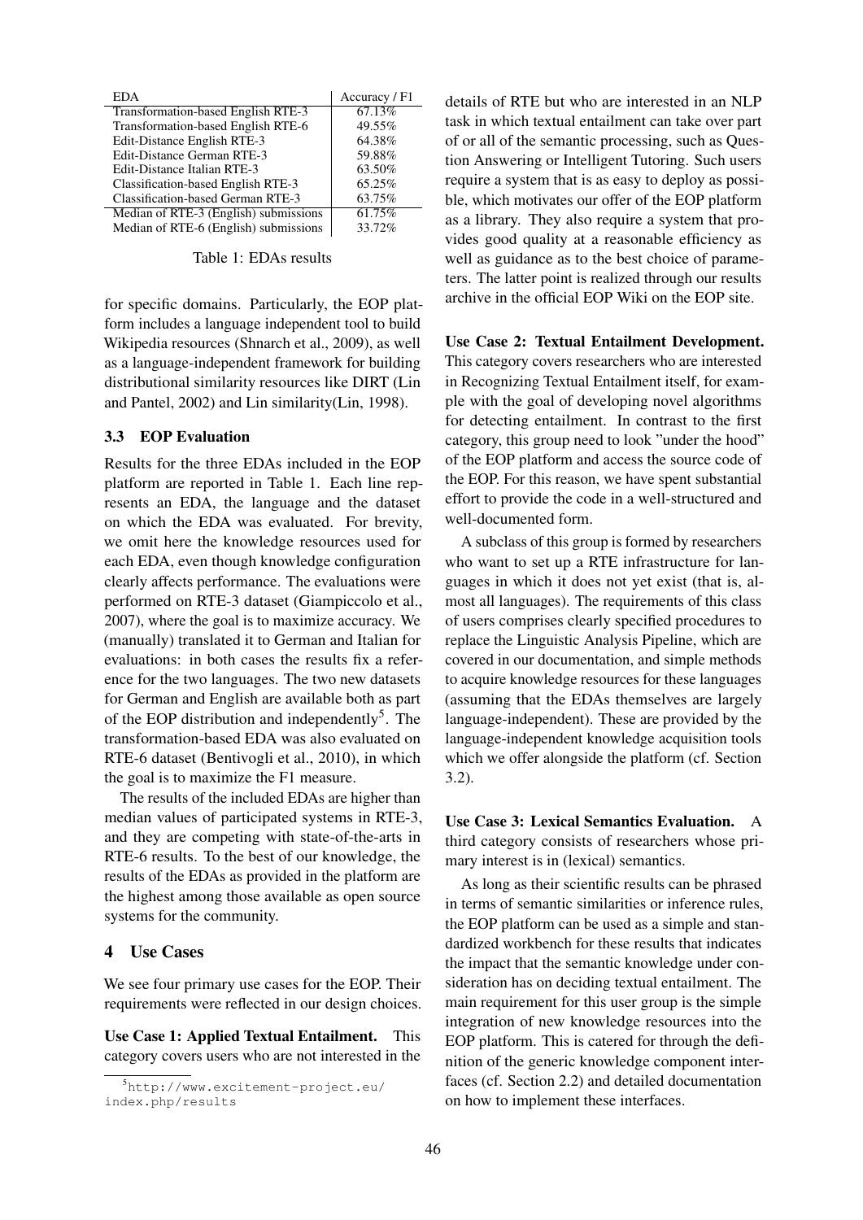| EDA | Accuracy / F1 |
|---|---|
| Transformation-based English RTE-3 | 67.13% |
| Transformation-based English RTE-6 | 49.55% |
| Edit-Distance English RTE-3 | 64.38% |
| Edit-Distance German RTE-3 | 59.88% |
| Edit-Distance Italian RTE-3 | 63.50% |
| Classification-based English RTE-3 | 65.25% |
| Classification-based German RTE-3 | 63.75% |
| Median of RTE-3 (English) submissions | 61.75% |
| Median of RTE-6 (English) submissions | 33.72% |

Table 1: EDAs results

for specific domains. Particularly, the EOP platform includes a language independent tool to build Wikipedia resources (Shnarch et al., 2009), as well as a language-independent framework for building distributional similarity resources like DIRT (Lin and Pantel, 2002) and Lin similarity(Lin, 1998).

### 3.3 EOP Evaluation

Results for the three EDAs included in the EOP platform are reported in Table 1. Each line represents an EDA, the language and the dataset on which the EDA was evaluated. For brevity, we omit here the knowledge resources used for each EDA, even though knowledge configuration clearly affects performance. The evaluations were performed on RTE-3 dataset (Giampiccolo et al., 2007), where the goal is to maximize accuracy. We (manually) translated it to German and Italian for evaluations: in both cases the results fix a reference for the two languages. The two new datasets for German and English are available both as part of the EOP distribution and independently[5]. The transformation-based EDA was also evaluated on RTE-6 dataset (Bentivogli et al., 2010), in which the goal is to maximize the F1 measure.

The results of the included EDAs are higher than median values of participated systems in RTE-3, and they are competing with state-of-the-arts in RTE-6 results. To the best of our knowledge, the results of the EDAs as provided in the platform are the highest among those available as open source systems for the community.

## 4 Use Cases

We see four primary use cases for the EOP. Their requirements were reflected in our design choices.

**Use Case 1: Applied Textual Entailment.** This category covers users who are not interested in the details of RTE but who are interested in an NLP task in which textual entailment can take over part of or all of the semantic processing, such as Question Answering or Intelligent Tutoring. Such users require a system that is as easy to deploy as possible, which motivates our offer of the EOP platform as a library. They also require a system that provides good quality at a reasonable efficiency as well as guidance as to the best choice of parameters. The latter point is realized through our results archive in the official EOP Wiki on the EOP site.

**Use Case 2: Textual Entailment Development.** This category covers researchers who are interested in Recognizing Textual Entailment itself, for example with the goal of developing novel algorithms for detecting entailment. In contrast to the first category, this group need to look "under the hood" of the EOP platform and access the source code of the EOP. For this reason, we have spent substantial effort to provide the code in a well-structured and well-documented form.

A subclass of this group is formed by researchers who want to set up a RTE infrastructure for languages in which it does not yet exist (that is, almost all languages). The requirements of this class of users comprises clearly specified procedures to replace the Linguistic Analysis Pipeline, which are covered in our documentation, and simple methods to acquire knowledge resources for these languages (assuming that the EDAs themselves are largely language-independent). These are provided by the language-independent knowledge acquisition tools which we offer alongside the platform (cf. Section 3.2).

**Use Case 3: Lexical Semantics Evaluation.** A third category consists of researchers whose primary interest is in (lexical) semantics.

As long as their scientific results can be phrased in terms of semantic similarities or inference rules, the EOP platform can be used as a simple and standardized workbench for these results that indicates the impact that the semantic knowledge under consideration has on deciding textual entailment. The main requirement for this user group is the simple integration of new knowledge resources into the EOP platform. This is catered for through the definition of the generic knowledge component interfaces (cf. Section 2.2) and detailed documentation on how to implement these interfaces.

[5] http://www.excitement-project.eu/index.php/results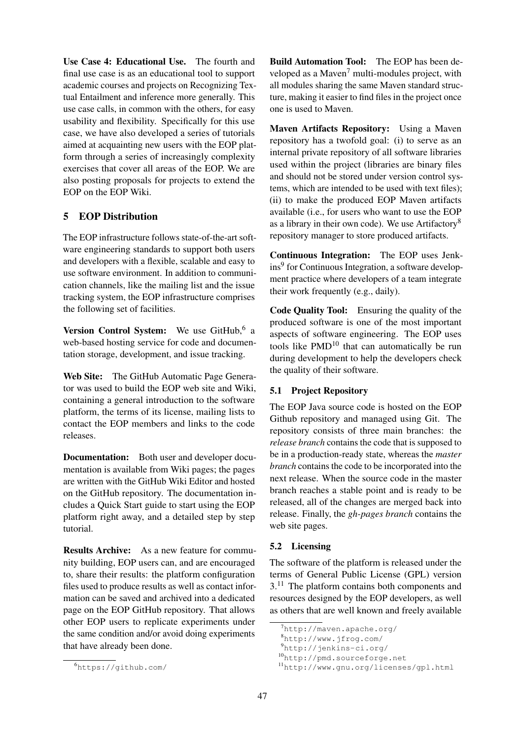**Use Case 4: Educational Use.** The fourth and final use case is as an educational tool to support academic courses and projects on Recognizing Textual Entailment and inference more generally. This use case calls, in common with the others, for easy usability and flexibility. Specifically for this use case, we have also developed a series of tutorials aimed at acquainting new users with the EOP platform through a series of increasingly complexity exercises that cover all areas of the EOP. We are also posting proposals for projects to extend the EOP on the EOP Wiki.

## 5 EOP Distribution

The EOP infrastructure follows state-of-the-art software engineering standards to support both users and developers with a flexible, scalable and easy to use software environment. In addition to communication channels, like the mailing list and the issue tracking system, the EOP infrastructure comprises the following set of facilities.

**Version Control System:** We use GitHub,[6] a web-based hosting service for code and documentation storage, development, and issue tracking.

**Web Site:** The GitHub Automatic Page Generator was used to build the EOP web site and Wiki, containing a general introduction to the software platform, the terms of its license, mailing lists to contact the EOP members and links to the code releases.

**Documentation:** Both user and developer documentation is available from Wiki pages; the pages are written with the GitHub Wiki Editor and hosted on the GitHub repository. The documentation includes a Quick Start guide to start using the EOP platform right away, and a detailed step by step tutorial.

**Results Archive:** As a new feature for community building, EOP users can, and are encouraged to, share their results: the platform configuration files used to produce results as well as contact information can be saved and archived into a dedicated page on the EOP GitHub repository. That allows other EOP users to replicate experiments under the same condition and/or avoid doing experiments that have already been done.

**Build Automation Tool:** The EOP has been developed as a Maven[7] multi-modules project, with all modules sharing the same Maven standard structure, making it easier to find files in the project once one is used to Maven.

**Maven Artifacts Repository:** Using a Maven repository has a twofold goal: (i) to serve as an internal private repository of all software libraries used within the project (libraries are binary files and should not be stored under version control systems, which are intended to be used with text files); (ii) to make the produced EOP Maven artifacts available (i.e., for users who want to use the EOP as a library in their own code). We use Artifactory[8] repository manager to store produced artifacts.

**Continuous Integration:** The EOP uses Jenkins[9] for Continuous Integration, a software development practice where developers of a team integrate their work frequently (e.g., daily).

**Code Quality Tool:** Ensuring the quality of the produced software is one of the most important aspects of software engineering. The EOP uses tools like PMD[10] that can automatically be run during development to help the developers check the quality of their software.

### 5.1 Project Repository

The EOP Java source code is hosted on the EOP Github repository and managed using Git. The repository consists of three main branches: the *release branch* contains the code that is supposed to be in a production-ready state, whereas the *master branch* contains the code to be incorporated into the next release. When the source code in the master branch reaches a stable point and is ready to be released, all of the changes are merged back into release. Finally, the *gh-pages branch* contains the web site pages.

### 5.2 Licensing

The software of the platform is released under the terms of General Public License (GPL) version 3.[11] The platform contains both components and resources designed by the EOP developers, as well as others that are well known and freely available

[6] https://github.com/

[7] http://maven.apache.org/

[8] http://www.jfrog.com/

[9] http://jenkins-ci.org/

[10] http://pmd.sourceforge.net

[11] http://www.gnu.org/licenses/gpl.html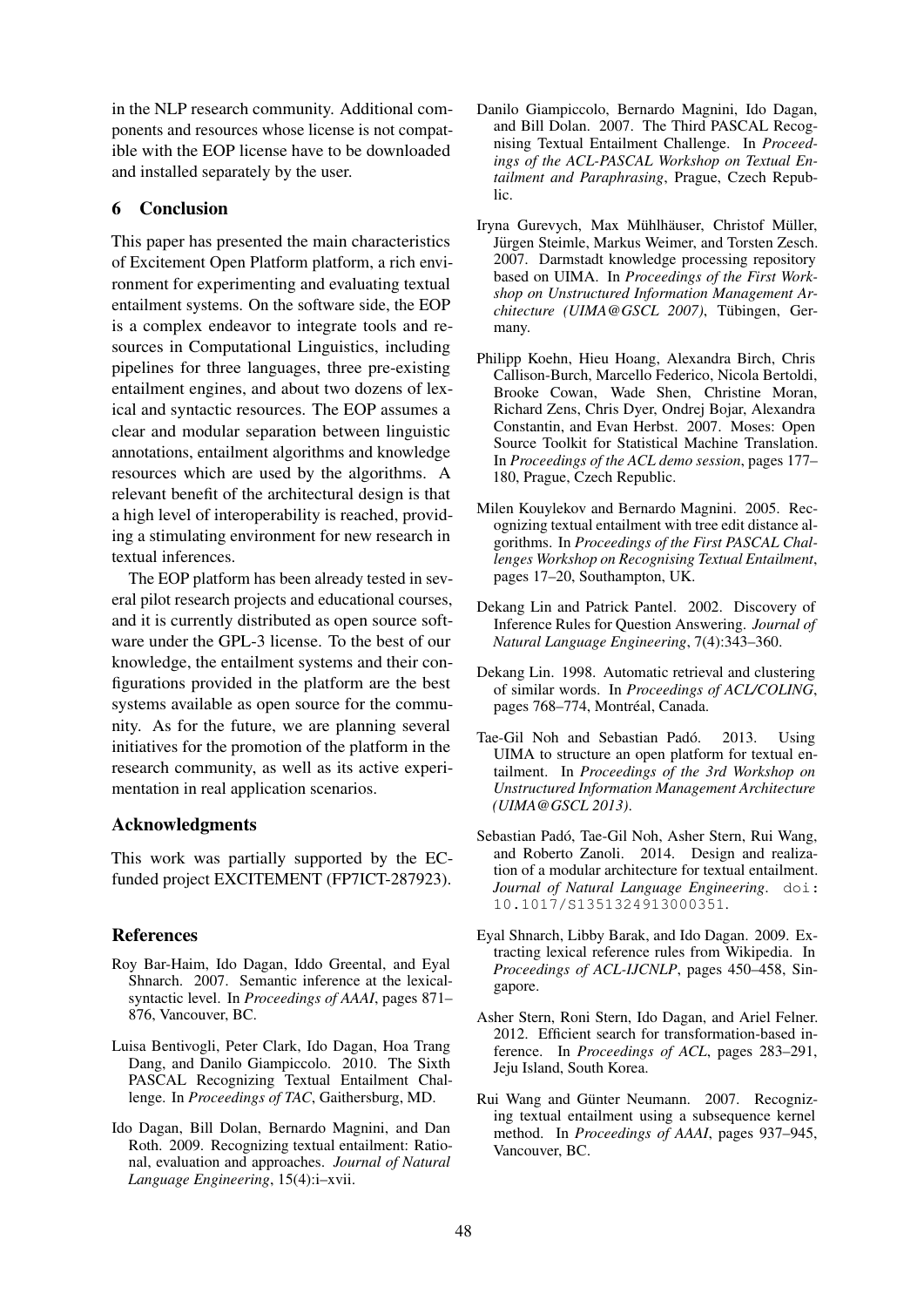in the NLP research community. Additional components and resources whose license is not compatible with the EOP license have to be downloaded and installed separately by the user.

## 6 Conclusion

This paper has presented the main characteristics of Excitement Open Platform platform, a rich environment for experimenting and evaluating textual entailment systems. On the software side, the EOP is a complex endeavor to integrate tools and resources in Computational Linguistics, including pipelines for three languages, three pre-existing entailment engines, and about two dozens of lexical and syntactic resources. The EOP assumes a clear and modular separation between linguistic annotations, entailment algorithms and knowledge resources which are used by the algorithms. A relevant benefit of the architectural design is that a high level of interoperability is reached, providing a stimulating environment for new research in textual inferences.

The EOP platform has been already tested in several pilot research projects and educational courses, and it is currently distributed as open source software under the GPL-3 license. To the best of our knowledge, the entailment systems and their configurations provided in the platform are the best systems available as open source for the community. As for the future, we are planning several initiatives for the promotion of the platform in the research community, as well as its active experimentation in real application scenarios.

## Acknowledgments

This work was partially supported by the EC-funded project EXCITEMENT (FP7ICT-287923).

## References

Roy Bar-Haim, Ido Dagan, Iddo Greental, and Eyal Shnarch. 2007. Semantic inference at the lexical-syntactic level. In *Proceedings of AAAI*, pages 871–876, Vancouver, BC.

Luisa Bentivogli, Peter Clark, Ido Dagan, Hoa Trang Dang, and Danilo Giampiccolo. 2010. The Sixth PASCAL Recognizing Textual Entailment Challenge. In *Proceedings of TAC*, Gaithersburg, MD.

Ido Dagan, Bill Dolan, Bernardo Magnini, and Dan Roth. 2009. Recognizing textual entailment: Rational, evaluation and approaches. *Journal of Natural Language Engineering*, 15(4):i–xvii.

Danilo Giampiccolo, Bernardo Magnini, Ido Dagan, and Bill Dolan. 2007. The Third PASCAL Recognising Textual Entailment Challenge. In *Proceedings of the ACL-PASCAL Workshop on Textual Entailment and Paraphrasing*, Prague, Czech Republic.

Iryna Gurevych, Max Mühlhäuser, Christof Müller, Jürgen Steimle, Markus Weimer, and Torsten Zesch. 2007. Darmstadt knowledge processing repository based on UIMA. In *Proceedings of the First Workshop on Unstructured Information Management Architecture (UIMA@GSCL 2007)*, Tübingen, Germany.

Philipp Koehn, Hieu Hoang, Alexandra Birch, Chris Callison-Burch, Marcello Federico, Nicola Bertoldi, Brooke Cowan, Wade Shen, Christine Moran, Richard Zens, Chris Dyer, Ondrej Bojar, Alexandra Constantin, and Evan Herbst. 2007. Moses: Open Source Toolkit for Statistical Machine Translation. In *Proceedings of the ACL demo session*, pages 177–180, Prague, Czech Republic.

Milen Kouylekov and Bernardo Magnini. 2005. Recognizing textual entailment with tree edit distance algorithms. In *Proceedings of the First PASCAL Challenges Workshop on Recognising Textual Entailment*, pages 17–20, Southampton, UK.

Dekang Lin and Patrick Pantel. 2002. Discovery of Inference Rules for Question Answering. *Journal of Natural Language Engineering*, 7(4):343–360.

Dekang Lin. 1998. Automatic retrieval and clustering of similar words. In *Proceedings of ACL/COLING*, pages 768–774, Montréal, Canada.

Tae-Gil Noh and Sebastian Padó. 2013. Using UIMA to structure an open platform for textual entailment. In *Proceedings of the 3rd Workshop on Unstructured Information Management Architecture (UIMA@GSCL 2013)*.

Sebastian Padó, Tae-Gil Noh, Asher Stern, Rui Wang, and Roberto Zanoli. 2014. Design and realization of a modular architecture for textual entailment. *Journal of Natural Language Engineering*. doi: 10.1017/S1351324913000351.

Eyal Shnarch, Libby Barak, and Ido Dagan. 2009. Extracting lexical reference rules from Wikipedia. In *Proceedings of ACL-IJCNLP*, pages 450–458, Singapore.

Asher Stern, Roni Stern, Ido Dagan, and Ariel Felner. 2012. Efficient search for transformation-based inference. In *Proceedings of ACL*, pages 283–291, Jeju Island, South Korea.

Rui Wang and Günter Neumann. 2007. Recognizing textual entailment using a subsequence kernel method. In *Proceedings of AAAI*, pages 937–945, Vancouver, BC.